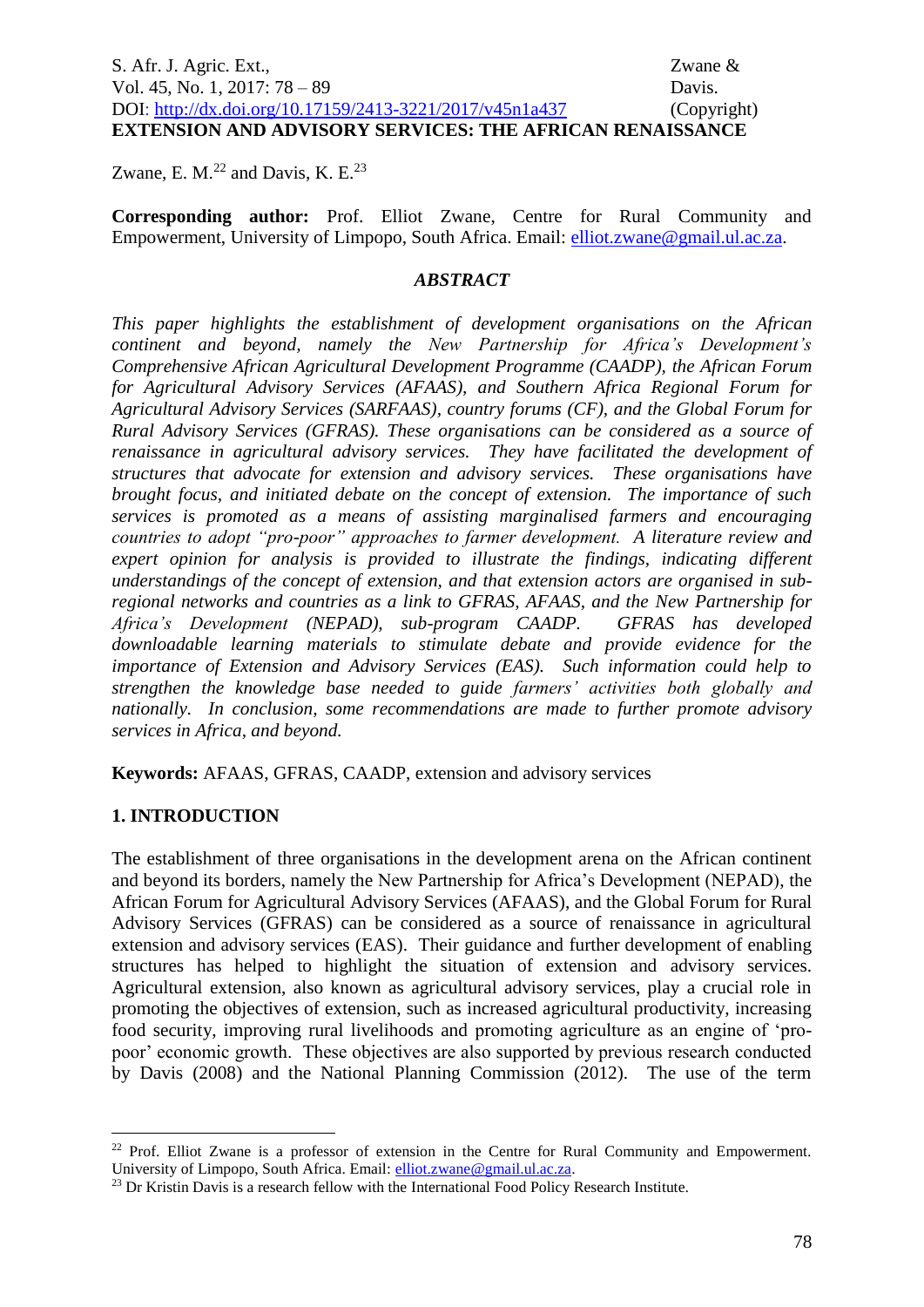# EXTENSION AND ADVISORY SERVICES: THE AFRICAN RENAISSANCE

Zwane, E. M.[22] and Davis, K. E.[23]

**Corresponding author:** Prof. Elliot Zwane, Centre for Rural Community and Empowerment, University of Limpopo, South Africa. Email: elliot.zwane@gmail.ul.ac.za.

## *ABSTRACT*

*This paper highlights the establishment of development organisations on the African continent and beyond, namely the New Partnership for Africa's Development's Comprehensive African Agricultural Development Programme (CAADP), the African Forum for Agricultural Advisory Services (AFAAS), and Southern Africa Regional Forum for Agricultural Advisory Services (SARFAAS), country forums (CF), and the Global Forum for Rural Advisory Services (GFRAS). These organisations can be considered as a source of renaissance in agricultural advisory services. They have facilitated the development of structures that advocate for extension and advisory services. These organisations have brought focus, and initiated debate on the concept of extension. The importance of such services is promoted as a means of assisting marginalised farmers and encouraging countries to adopt "pro-poor" approaches to farmer development. A literature review and expert opinion for analysis is provided to illustrate the findings, indicating different understandings of the concept of extension, and that extension actors are organised in sub-regional networks and countries as a link to GFRAS, AFAAS, and the New Partnership for Africa's Development (NEPAD), sub-program CAADP. GFRAS has developed downloadable learning materials to stimulate debate and provide evidence for the importance of Extension and Advisory Services (EAS). Such information could help to strengthen the knowledge base needed to guide farmers' activities both globally and nationally. In conclusion, some recommendations are made to further promote advisory services in Africa, and beyond.*

**Keywords:** AFAAS, GFRAS, CAADP, extension and advisory services

## 1. INTRODUCTION

The establishment of three organisations in the development arena on the African continent and beyond its borders, namely the New Partnership for Africa's Development (NEPAD), the African Forum for Agricultural Advisory Services (AFAAS), and the Global Forum for Rural Advisory Services (GFRAS) can be considered as a source of renaissance in agricultural extension and advisory services (EAS). Their guidance and further development of enabling structures has helped to highlight the situation of extension and advisory services. Agricultural extension, also known as agricultural advisory services, play a crucial role in promoting the objectives of extension, such as increased agricultural productivity, increasing food security, improving rural livelihoods and promoting agriculture as an engine of 'pro-poor' economic growth. These objectives are also supported by previous research conducted by Davis (2008) and the National Planning Commission (2012). The use of the term

---

[22] Prof. Elliot Zwane is a professor of extension in the Centre for Rural Community and Empowerment. University of Limpopo, South Africa. Email: elliot.zwane@gmail.ul.ac.za.

[23] Dr Kristin Davis is a research fellow with the International Food Policy Research Institute.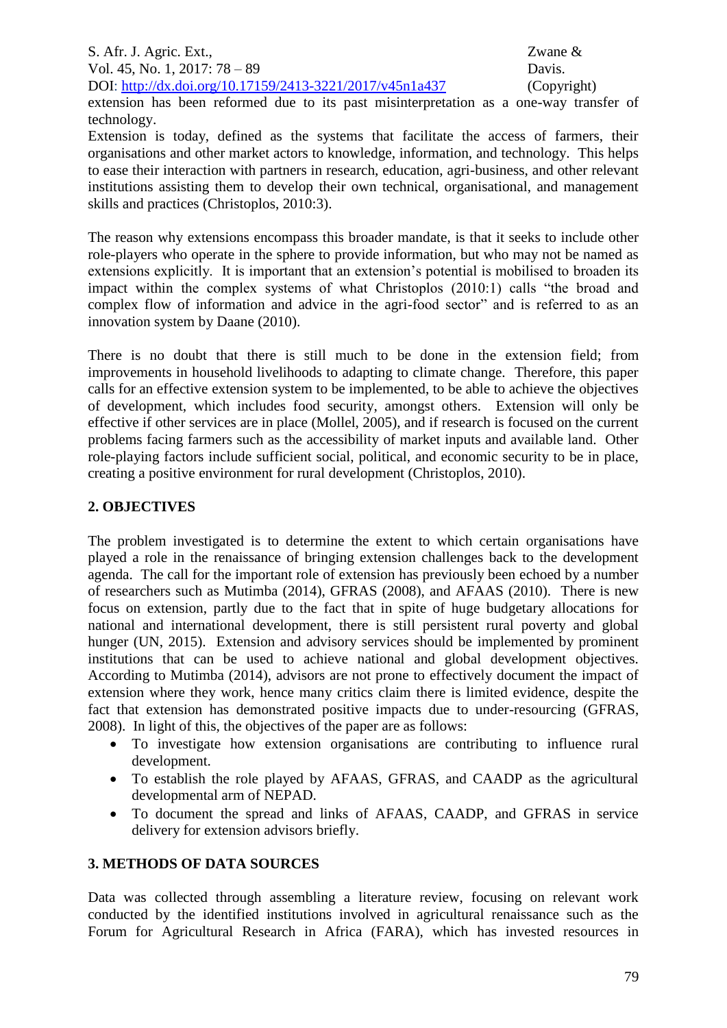extension has been reformed due to its past misinterpretation as a one-way transfer of technology.

Extension is today, defined as the systems that facilitate the access of farmers, their organisations and other market actors to knowledge, information, and technology. This helps to ease their interaction with partners in research, education, agri-business, and other relevant institutions assisting them to develop their own technical, organisational, and management skills and practices (Christoplos, 2010:3).

The reason why extensions encompass this broader mandate, is that it seeks to include other role-players who operate in the sphere to provide information, but who may not be named as extensions explicitly. It is important that an extension's potential is mobilised to broaden its impact within the complex systems of what Christoplos (2010:1) calls "the broad and complex flow of information and advice in the agri-food sector" and is referred to as an innovation system by Daane (2010).

There is no doubt that there is still much to be done in the extension field; from improvements in household livelihoods to adapting to climate change. Therefore, this paper calls for an effective extension system to be implemented, to be able to achieve the objectives of development, which includes food security, amongst others. Extension will only be effective if other services are in place (Mollel, 2005), and if research is focused on the current problems facing farmers such as the accessibility of market inputs and available land. Other role-playing factors include sufficient social, political, and economic security to be in place, creating a positive environment for rural development (Christoplos, 2010).

## 2. OBJECTIVES

The problem investigated is to determine the extent to which certain organisations have played a role in the renaissance of bringing extension challenges back to the development agenda. The call for the important role of extension has previously been echoed by a number of researchers such as Mutimba (2014), GFRAS (2008), and AFAAS (2010). There is new focus on extension, partly due to the fact that in spite of huge budgetary allocations for national and international development, there is still persistent rural poverty and global hunger (UN, 2015). Extension and advisory services should be implemented by prominent institutions that can be used to achieve national and global development objectives. According to Mutimba (2014), advisors are not prone to effectively document the impact of extension where they work, hence many critics claim there is limited evidence, despite the fact that extension has demonstrated positive impacts due to under-resourcing (GFRAS, 2008). In light of this, the objectives of the paper are as follows:

- To investigate how extension organisations are contributing to influence rural development.
- To establish the role played by AFAAS, GFRAS, and CAADP as the agricultural developmental arm of NEPAD.
- To document the spread and links of AFAAS, CAADP, and GFRAS in service delivery for extension advisors briefly.

## 3. METHODS OF DATA SOURCES

Data was collected through assembling a literature review, focusing on relevant work conducted by the identified institutions involved in agricultural renaissance such as the Forum for Agricultural Research in Africa (FARA), which has invested resources in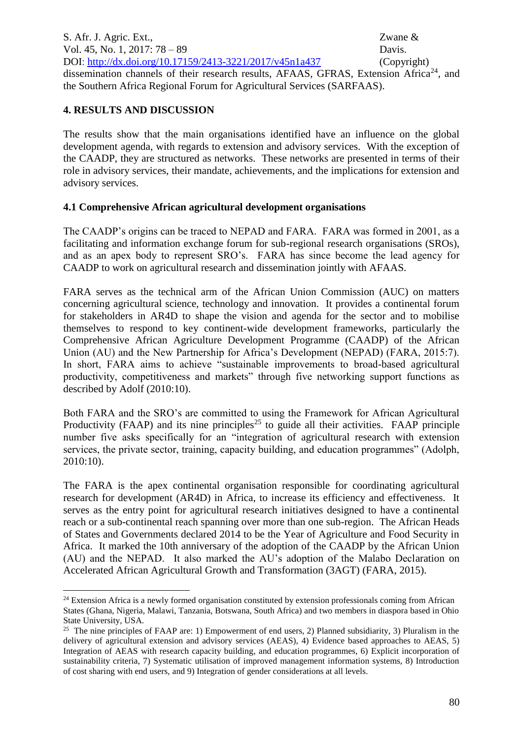dissemination channels of their research results, AFAAS, GFRAS, Extension Africa[24], and the Southern Africa Regional Forum for Agricultural Services (SARFAAS).

## 4. RESULTS AND DISCUSSION

The results show that the main organisations identified have an influence on the global development agenda, with regards to extension and advisory services. With the exception of the CAADP, they are structured as networks. These networks are presented in terms of their role in advisory services, their mandate, achievements, and the implications for extension and advisory services.

### 4.1 Comprehensive African agricultural development organisations

The CAADP's origins can be traced to NEPAD and FARA. FARA was formed in 2001, as a facilitating and information exchange forum for sub-regional research organisations (SROs), and as an apex body to represent SRO's. FARA has since become the lead agency for CAADP to work on agricultural research and dissemination jointly with AFAAS.

FARA serves as the technical arm of the African Union Commission (AUC) on matters concerning agricultural science, technology and innovation. It provides a continental forum for stakeholders in AR4D to shape the vision and agenda for the sector and to mobilise themselves to respond to key continent-wide development frameworks, particularly the Comprehensive African Agriculture Development Programme (CAADP) of the African Union (AU) and the New Partnership for Africa's Development (NEPAD) (FARA, 2015:7). In short, FARA aims to achieve "sustainable improvements to broad-based agricultural productivity, competitiveness and markets" through five networking support functions as described by Adolf (2010:10).

Both FARA and the SRO's are committed to using the Framework for African Agricultural Productivity (FAAP) and its nine principles[25] to guide all their activities. FAAP principle number five asks specifically for an "integration of agricultural research with extension services, the private sector, training, capacity building, and education programmes" (Adolph, 2010:10).

The FARA is the apex continental organisation responsible for coordinating agricultural research for development (AR4D) in Africa, to increase its efficiency and effectiveness. It serves as the entry point for agricultural research initiatives designed to have a continental reach or a sub-continental reach spanning over more than one sub-region. The African Heads of States and Governments declared 2014 to be the Year of Agriculture and Food Security in Africa. It marked the 10th anniversary of the adoption of the CAADP by the African Union (AU) and the NEPAD. It also marked the AU's adoption of the Malabo Declaration on Accelerated African Agricultural Growth and Transformation (3AGT) (FARA, 2015).

---

[24] Extension Africa is a newly formed organisation constituted by extension professionals coming from African States (Ghana, Nigeria, Malawi, Tanzania, Botswana, South Africa) and two members in diaspora based in Ohio State University, USA.

[25] The nine principles of FAAP are: 1) Empowerment of end users, 2) Planned subsidiarity, 3) Pluralism in the delivery of agricultural extension and advisory services (AEAS), 4) Evidence based approaches to AEAS, 5) Integration of AEAS with research capacity building, and education programmes, 6) Explicit incorporation of sustainability criteria, 7) Systematic utilisation of improved management information systems, 8) Introduction of cost sharing with end users, and 9) Integration of gender considerations at all levels.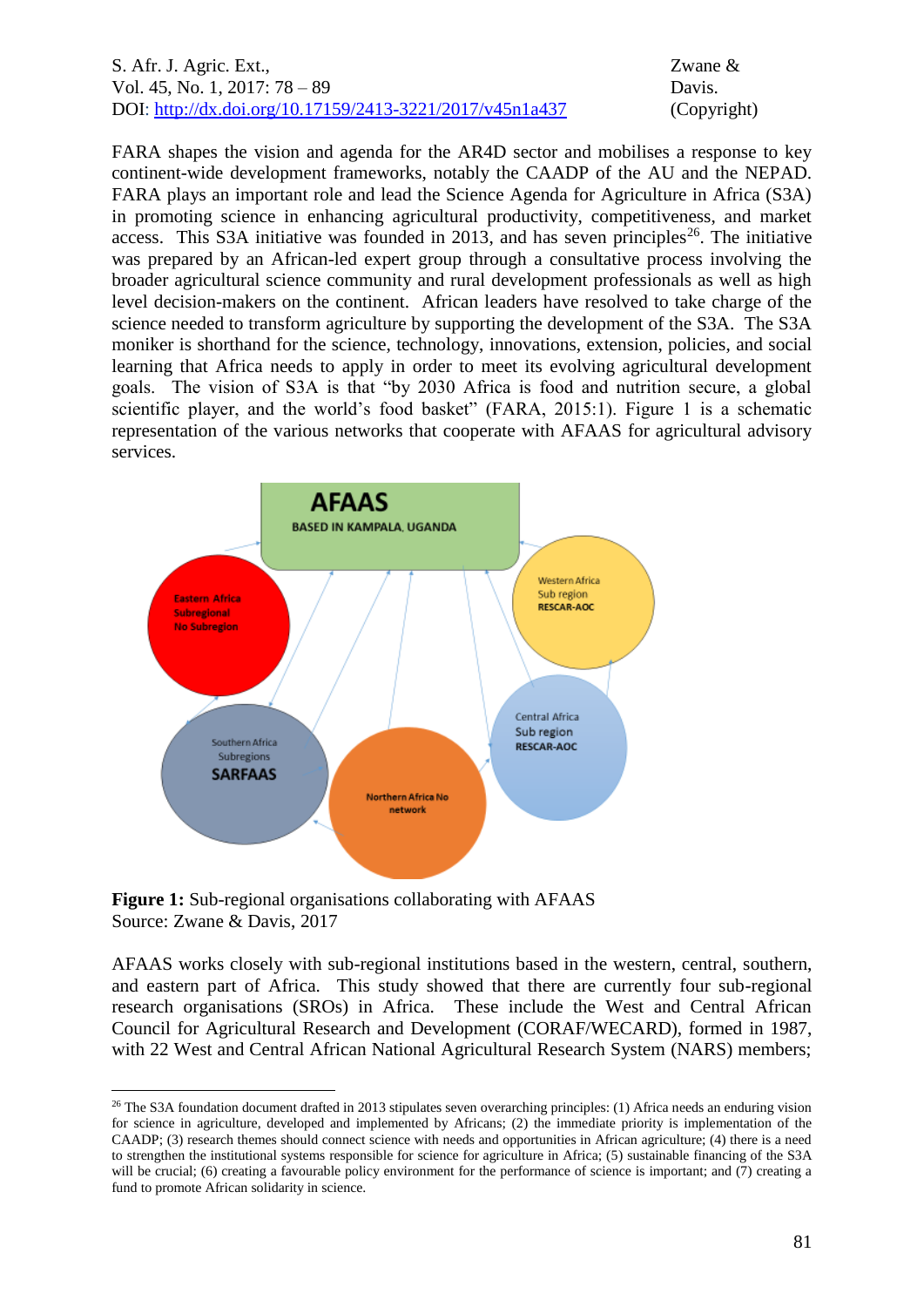FARA shapes the vision and agenda for the AR4D sector and mobilises a response to key continent-wide development frameworks, notably the CAADP of the AU and the NEPAD. FARA plays an important role and lead the Science Agenda for Agriculture in Africa (S3A) in promoting science in enhancing agricultural productivity, competitiveness, and market access. This S3A initiative was founded in 2013, and has seven principles[26]. The initiative was prepared by an African-led expert group through a consultative process involving the broader agricultural science community and rural development professionals as well as high level decision-makers on the continent. African leaders have resolved to take charge of the science needed to transform agriculture by supporting the development of the S3A. The S3A moniker is shorthand for the science, technology, innovations, extension, policies, and social learning that Africa needs to apply in order to meet its evolving agricultural development goals. The vision of S3A is that "by 2030 Africa is food and nutrition secure, a global scientific player, and the world's food basket" (FARA, 2015:1). Figure 1 is a schematic representation of the various networks that cooperate with AFAAS for agricultural advisory services.

**Figure 1:** Sub-regional organisations collaborating with AFAAS
Source: Zwane & Davis, 2017

AFAAS works closely with sub-regional institutions based in the western, central, southern, and eastern part of Africa. This study showed that there are currently four sub-regional research organisations (SROs) in Africa. These include the West and Central African Council for Agricultural Research and Development (CORAF/WECARD), formed in 1987, with 22 West and Central African National Agricultural Research System (NARS) members;

---

[26] The S3A foundation document drafted in 2013 stipulates seven overarching principles: (1) Africa needs an enduring vision for science in agriculture, developed and implemented by Africans; (2) the immediate priority is implementation of the CAADP; (3) research themes should connect science with needs and opportunities in African agriculture; (4) there is a need to strengthen the institutional systems responsible for science for agriculture in Africa; (5) sustainable financing of the S3A will be crucial; (6) creating a favourable policy environment for the performance of science is important; and (7) creating a fund to promote African solidarity in science.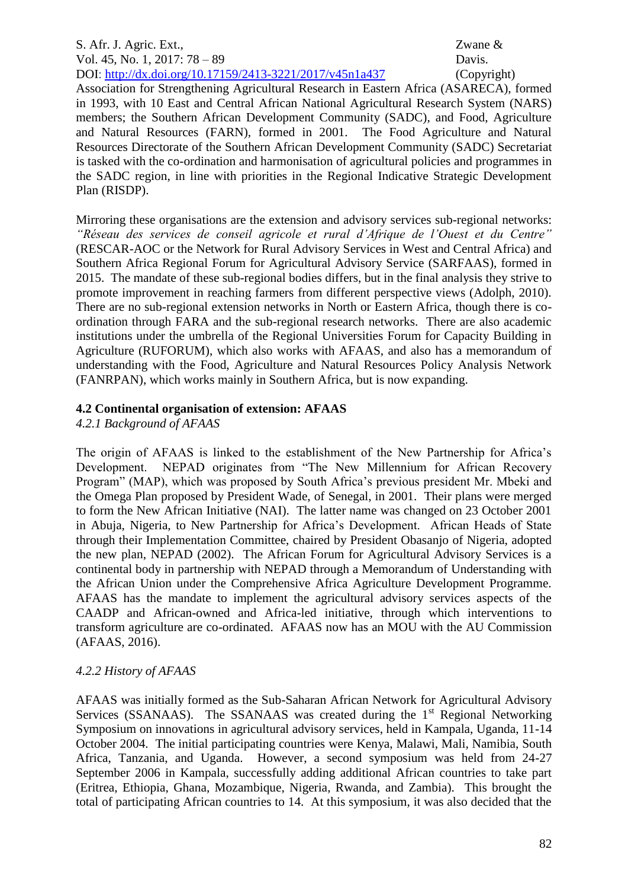Association for Strengthening Agricultural Research in Eastern Africa (ASARECA), formed in 1993, with 10 East and Central African National Agricultural Research System (NARS) members; the Southern African Development Community (SADC), and Food, Agriculture and Natural Resources (FARN), formed in 2001. The Food Agriculture and Natural Resources Directorate of the Southern African Development Community (SADC) Secretariat is tasked with the co-ordination and harmonisation of agricultural policies and programmes in the SADC region, in line with priorities in the Regional Indicative Strategic Development Plan (RISDP).

Mirroring these organisations are the extension and advisory services sub-regional networks: *"Réseau des services de conseil agricole et rural d'Afrique de l'Ouest et du Centre"* (RESCAR-AOC or the Network for Rural Advisory Services in West and Central Africa) and Southern Africa Regional Forum for Agricultural Advisory Service (SARFAAS), formed in 2015. The mandate of these sub-regional bodies differs, but in the final analysis they strive to promote improvement in reaching farmers from different perspective views (Adolph, 2010). There are no sub-regional extension networks in North or Eastern Africa, though there is co-ordination through FARA and the sub-regional research networks. There are also academic institutions under the umbrella of the Regional Universities Forum for Capacity Building in Agriculture (RUFORUM), which also works with AFAAS, and also has a memorandum of understanding with the Food, Agriculture and Natural Resources Policy Analysis Network (FANRPAN), which works mainly in Southern Africa, but is now expanding.

### 4.2 Continental organisation of extension: AFAAS

#### *4.2.1 Background of AFAAS*

The origin of AFAAS is linked to the establishment of the New Partnership for Africa's Development. NEPAD originates from "The New Millennium for African Recovery Program" (MAP), which was proposed by South Africa's previous president Mr. Mbeki and the Omega Plan proposed by President Wade, of Senegal, in 2001. Their plans were merged to form the New African Initiative (NAI). The latter name was changed on 23 October 2001 in Abuja, Nigeria, to New Partnership for Africa's Development. African Heads of State through their Implementation Committee, chaired by President Obasanjo of Nigeria, adopted the new plan, NEPAD (2002). The African Forum for Agricultural Advisory Services is a continental body in partnership with NEPAD through a Memorandum of Understanding with the African Union under the Comprehensive Africa Agriculture Development Programme. AFAAS has the mandate to implement the agricultural advisory services aspects of the CAADP and African-owned and Africa-led initiative, through which interventions to transform agriculture are co-ordinated. AFAAS now has an MOU with the AU Commission (AFAAS, 2016).

#### *4.2.2 History of AFAAS*

AFAAS was initially formed as the Sub-Saharan African Network for Agricultural Advisory Services (SSANAAS). The SSANAAS was created during the 1st Regional Networking Symposium on innovations in agricultural advisory services, held in Kampala, Uganda, 11-14 October 2004. The initial participating countries were Kenya, Malawi, Mali, Namibia, South Africa, Tanzania, and Uganda. However, a second symposium was held from 24-27 September 2006 in Kampala, successfully adding additional African countries to take part (Eritrea, Ethiopia, Ghana, Mozambique, Nigeria, Rwanda, and Zambia). This brought the total of participating African countries to 14. At this symposium, it was also decided that the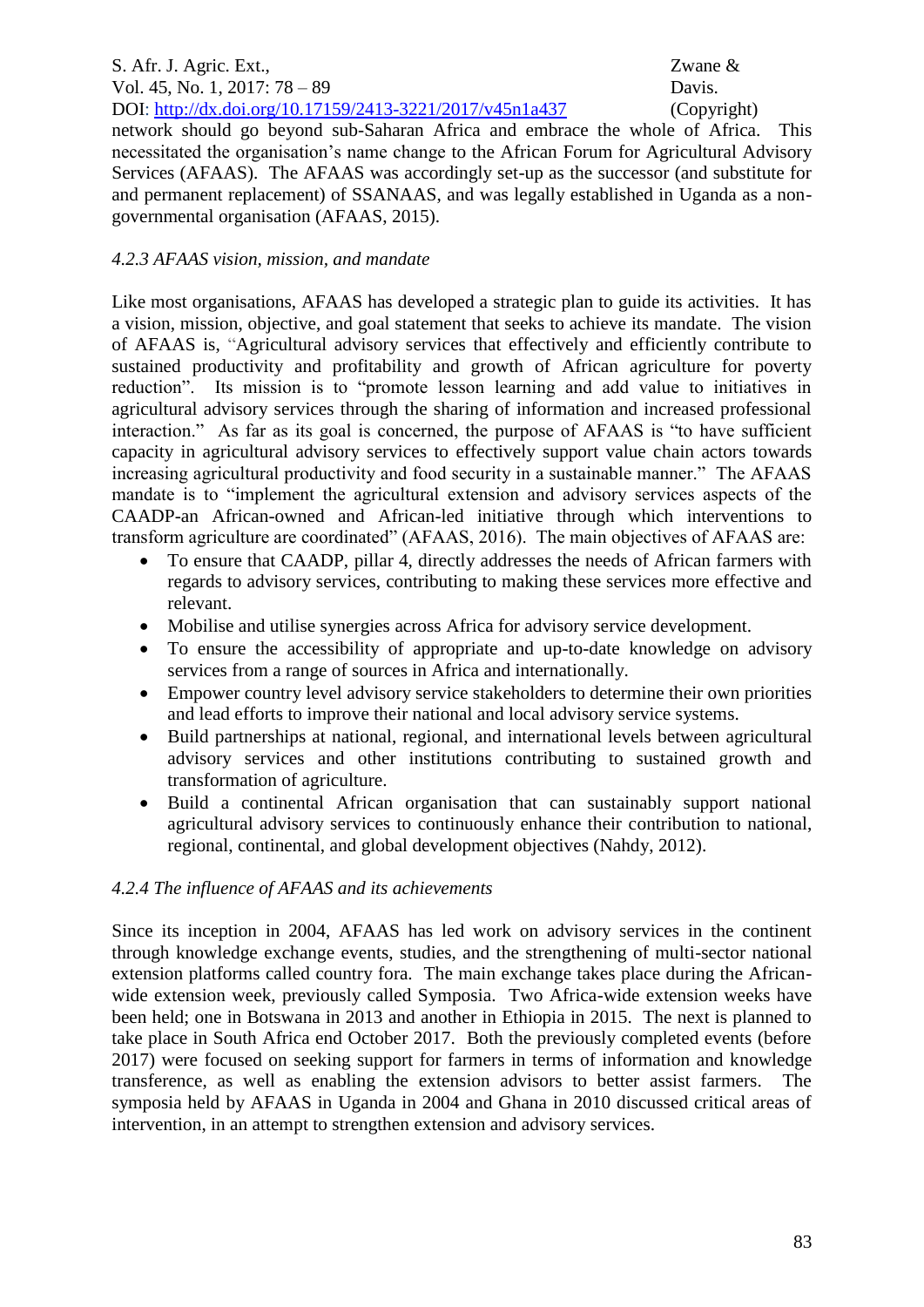network should go beyond sub-Saharan Africa and embrace the whole of Africa. This necessitated the organisation's name change to the African Forum for Agricultural Advisory Services (AFAAS). The AFAAS was accordingly set-up as the successor (and substitute for and permanent replacement) of SSANAAS, and was legally established in Uganda as a non-governmental organisation (AFAAS, 2015).

#### *4.2.3 AFAAS vision, mission, and mandate*

Like most organisations, AFAAS has developed a strategic plan to guide its activities. It has a vision, mission, objective, and goal statement that seeks to achieve its mandate. The vision of AFAAS is, "Agricultural advisory services that effectively and efficiently contribute to sustained productivity and profitability and growth of African agriculture for poverty reduction". Its mission is to "promote lesson learning and add value to initiatives in agricultural advisory services through the sharing of information and increased professional interaction." As far as its goal is concerned, the purpose of AFAAS is "to have sufficient capacity in agricultural advisory services to effectively support value chain actors towards increasing agricultural productivity and food security in a sustainable manner." The AFAAS mandate is to "implement the agricultural extension and advisory services aspects of the CAADP-an African-owned and African-led initiative through which interventions to transform agriculture are coordinated" (AFAAS, 2016). The main objectives of AFAAS are:

- To ensure that CAADP, pillar 4, directly addresses the needs of African farmers with regards to advisory services, contributing to making these services more effective and relevant.
- Mobilise and utilise synergies across Africa for advisory service development.
- To ensure the accessibility of appropriate and up-to-date knowledge on advisory services from a range of sources in Africa and internationally.
- Empower country level advisory service stakeholders to determine their own priorities and lead efforts to improve their national and local advisory service systems.
- Build partnerships at national, regional, and international levels between agricultural advisory services and other institutions contributing to sustained growth and transformation of agriculture.
- Build a continental African organisation that can sustainably support national agricultural advisory services to continuously enhance their contribution to national, regional, continental, and global development objectives (Nahdy, 2012).

#### *4.2.4 The influence of AFAAS and its achievements*

Since its inception in 2004, AFAAS has led work on advisory services in the continent through knowledge exchange events, studies, and the strengthening of multi-sector national extension platforms called country fora. The main exchange takes place during the African-wide extension week, previously called Symposia. Two Africa-wide extension weeks have been held; one in Botswana in 2013 and another in Ethiopia in 2015. The next is planned to take place in South Africa end October 2017. Both the previously completed events (before 2017) were focused on seeking support for farmers in terms of information and knowledge transference, as well as enabling the extension advisors to better assist farmers. The symposia held by AFAAS in Uganda in 2004 and Ghana in 2010 discussed critical areas of intervention, in an attempt to strengthen extension and advisory services.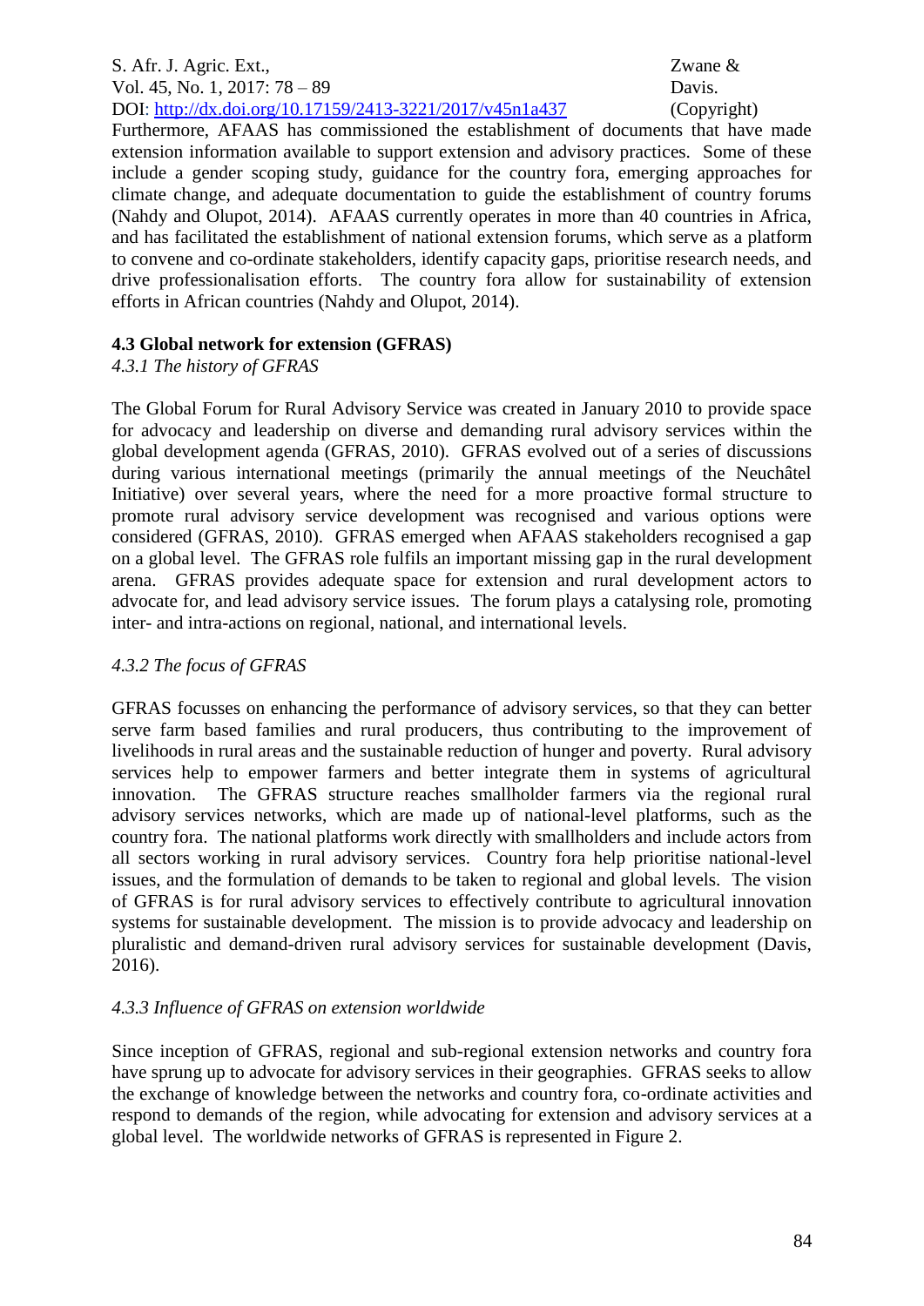Furthermore, AFAAS has commissioned the establishment of documents that have made extension information available to support extension and advisory practices. Some of these include a gender scoping study, guidance for the country fora, emerging approaches for climate change, and adequate documentation to guide the establishment of country forums (Nahdy and Olupot, 2014). AFAAS currently operates in more than 40 countries in Africa, and has facilitated the establishment of national extension forums, which serve as a platform to convene and co-ordinate stakeholders, identify capacity gaps, prioritise research needs, and drive professionalisation efforts. The country fora allow for sustainability of extension efforts in African countries (Nahdy and Olupot, 2014).

### 4.3 Global network for extension (GFRAS)

*4.3.1 The history of GFRAS*

The Global Forum for Rural Advisory Service was created in January 2010 to provide space for advocacy and leadership on diverse and demanding rural advisory services within the global development agenda (GFRAS, 2010). GFRAS evolved out of a series of discussions during various international meetings (primarily the annual meetings of the Neuchâtel Initiative) over several years, where the need for a more proactive formal structure to promote rural advisory service development was recognised and various options were considered (GFRAS, 2010). GFRAS emerged when AFAAS stakeholders recognised a gap on a global level. The GFRAS role fulfils an important missing gap in the rural development arena. GFRAS provides adequate space for extension and rural development actors to advocate for, and lead advisory service issues. The forum plays a catalysing role, promoting inter- and intra-actions on regional, national, and international levels.

*4.3.2 The focus of GFRAS*

GFRAS focusses on enhancing the performance of advisory services, so that they can better serve farm based families and rural producers, thus contributing to the improvement of livelihoods in rural areas and the sustainable reduction of hunger and poverty. Rural advisory services help to empower farmers and better integrate them in systems of agricultural innovation. The GFRAS structure reaches smallholder farmers via the regional rural advisory services networks, which are made up of national-level platforms, such as the country fora. The national platforms work directly with smallholders and include actors from all sectors working in rural advisory services. Country fora help prioritise national-level issues, and the formulation of demands to be taken to regional and global levels. The vision of GFRAS is for rural advisory services to effectively contribute to agricultural innovation systems for sustainable development. The mission is to provide advocacy and leadership on pluralistic and demand-driven rural advisory services for sustainable development (Davis, 2016).

*4.3.3 Influence of GFRAS on extension worldwide*

Since inception of GFRAS, regional and sub-regional extension networks and country fora have sprung up to advocate for advisory services in their geographies. GFRAS seeks to allow the exchange of knowledge between the networks and country fora, co-ordinate activities and respond to demands of the region, while advocating for extension and advisory services at a global level. The worldwide networks of GFRAS is represented in Figure 2.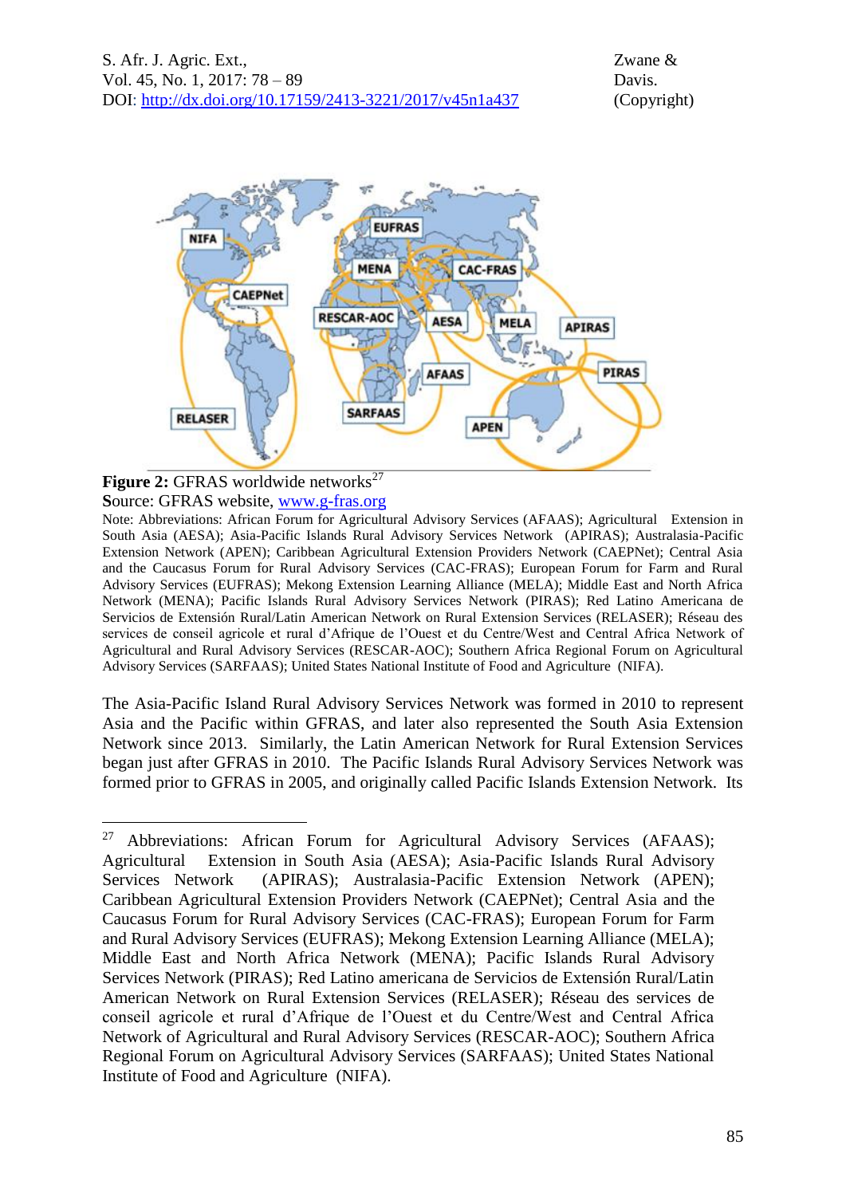**Figure 2:** GFRAS worldwide networks[27]

**S**ource: GFRAS website, www.g-fras.org

Note: Abbreviations: African Forum for Agricultural Advisory Services (AFAAS); Agricultural Extension in South Asia (AESA); Asia-Pacific Islands Rural Advisory Services Network (APIRAS); Australasia-Pacific Extension Network (APEN); Caribbean Agricultural Extension Providers Network (CAEPNet); Central Asia and the Caucasus Forum for Rural Advisory Services (CAC-FRAS); European Forum for Farm and Rural Advisory Services (EUFRAS); Mekong Extension Learning Alliance (MELA); Middle East and North Africa Network (MENA); Pacific Islands Rural Advisory Services Network (PIRAS); Red Latino Americana de Servicios de Extensión Rural/Latin American Network on Rural Extension Services (RELASER); Réseau des services de conseil agricole et rural d'Afrique de l'Ouest et du Centre/West and Central Africa Network of Agricultural and Rural Advisory Services (RESCAR-AOC); Southern Africa Regional Forum on Agricultural Advisory Services (SARFAAS); United States National Institute of Food and Agriculture (NIFA).

The Asia-Pacific Island Rural Advisory Services Network was formed in 2010 to represent Asia and the Pacific within GFRAS, and later also represented the South Asia Extension Network since 2013. Similarly, the Latin American Network for Rural Extension Services began just after GFRAS in 2010. The Pacific Islands Rural Advisory Services Network was formed prior to GFRAS in 2005, and originally called Pacific Islands Extension Network. Its

---

[27] Abbreviations: African Forum for Agricultural Advisory Services (AFAAS); Agricultural Extension in South Asia (AESA); Asia-Pacific Islands Rural Advisory Services Network (APIRAS); Australasia-Pacific Extension Network (APEN); Caribbean Agricultural Extension Providers Network (CAEPNet); Central Asia and the Caucasus Forum for Rural Advisory Services (CAC-FRAS); European Forum for Farm and Rural Advisory Services (EUFRAS); Mekong Extension Learning Alliance (MELA); Middle East and North Africa Network (MENA); Pacific Islands Rural Advisory Services Network (PIRAS); Red Latino americana de Servicios de Extensión Rural/Latin American Network on Rural Extension Services (RELASER); Réseau des services de conseil agricole et rural d'Afrique de l'Ouest et du Centre/West and Central Africa Network of Agricultural and Rural Advisory Services (RESCAR-AOC); Southern Africa Regional Forum on Agricultural Advisory Services (SARFAAS); United States National Institute of Food and Agriculture (NIFA).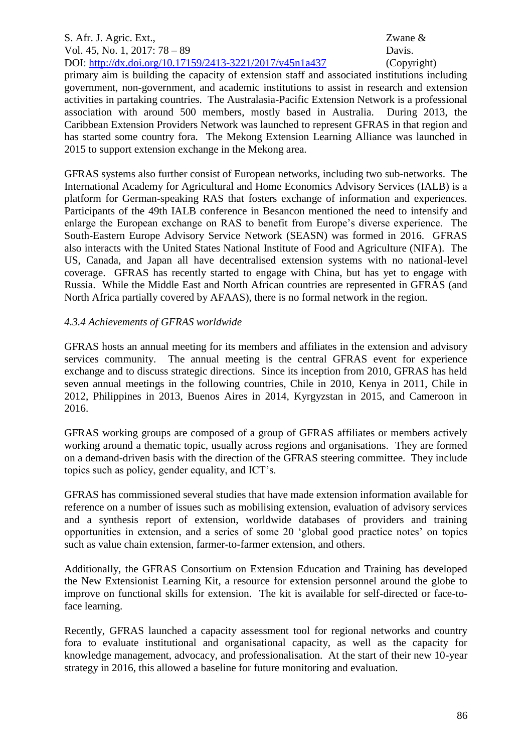primary aim is building the capacity of extension staff and associated institutions including government, non-government, and academic institutions to assist in research and extension activities in partaking countries. The Australasia-Pacific Extension Network is a professional association with around 500 members, mostly based in Australia. During 2013, the Caribbean Extension Providers Network was launched to represent GFRAS in that region and has started some country fora. The Mekong Extension Learning Alliance was launched in 2015 to support extension exchange in the Mekong area.

GFRAS systems also further consist of European networks, including two sub-networks. The International Academy for Agricultural and Home Economics Advisory Services (IALB) is a platform for German-speaking RAS that fosters exchange of information and experiences. Participants of the 49th IALB conference in Besancon mentioned the need to intensify and enlarge the European exchange on RAS to benefit from Europe's diverse experience. The South-Eastern Europe Advisory Service Network (SEASN) was formed in 2016. GFRAS also interacts with the United States National Institute of Food and Agriculture (NIFA). The US, Canada, and Japan all have decentralised extension systems with no national-level coverage. GFRAS has recently started to engage with China, but has yet to engage with Russia. While the Middle East and North African countries are represented in GFRAS (and North Africa partially covered by AFAAS), there is no formal network in the region.

#### *4.3.4 Achievements of GFRAS worldwide*

GFRAS hosts an annual meeting for its members and affiliates in the extension and advisory services community. The annual meeting is the central GFRAS event for experience exchange and to discuss strategic directions. Since its inception from 2010, GFRAS has held seven annual meetings in the following countries, Chile in 2010, Kenya in 2011, Chile in 2012, Philippines in 2013, Buenos Aires in 2014, Kyrgyzstan in 2015, and Cameroon in 2016.

GFRAS working groups are composed of a group of GFRAS affiliates or members actively working around a thematic topic, usually across regions and organisations. They are formed on a demand-driven basis with the direction of the GFRAS steering committee. They include topics such as policy, gender equality, and ICT's.

GFRAS has commissioned several studies that have made extension information available for reference on a number of issues such as mobilising extension, evaluation of advisory services and a synthesis report of extension, worldwide databases of providers and training opportunities in extension, and a series of some 20 'global good practice notes' on topics such as value chain extension, farmer-to-farmer extension, and others.

Additionally, the GFRAS Consortium on Extension Education and Training has developed the New Extensionist Learning Kit, a resource for extension personnel around the globe to improve on functional skills for extension. The kit is available for self-directed or face-to-face learning.

Recently, GFRAS launched a capacity assessment tool for regional networks and country fora to evaluate institutional and organisational capacity, as well as the capacity for knowledge management, advocacy, and professionalisation. At the start of their new 10-year strategy in 2016, this allowed a baseline for future monitoring and evaluation.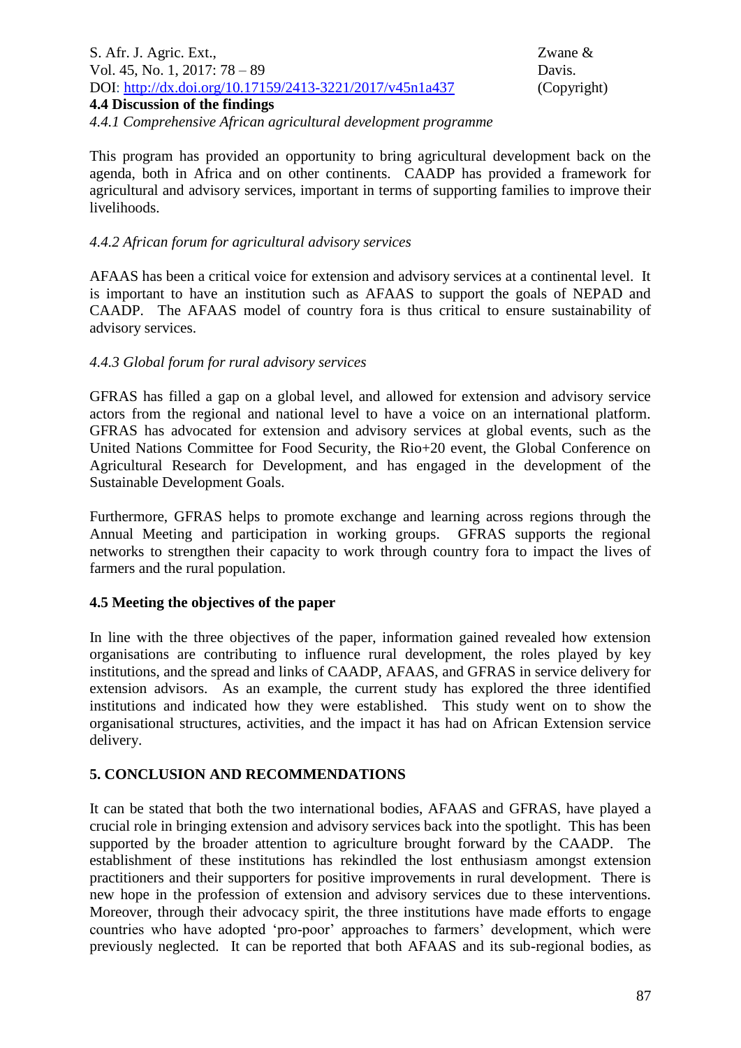### 4.4 Discussion of the findings

#### *4.4.1 Comprehensive African agricultural development programme*

This program has provided an opportunity to bring agricultural development back on the agenda, both in Africa and on other continents. CAADP has provided a framework for agricultural and advisory services, important in terms of supporting families to improve their livelihoods.

#### *4.4.2 African forum for agricultural advisory services*

AFAAS has been a critical voice for extension and advisory services at a continental level. It is important to have an institution such as AFAAS to support the goals of NEPAD and CAADP. The AFAAS model of country fora is thus critical to ensure sustainability of advisory services.

#### *4.4.3 Global forum for rural advisory services*

GFRAS has filled a gap on a global level, and allowed for extension and advisory service actors from the regional and national level to have a voice on an international platform. GFRAS has advocated for extension and advisory services at global events, such as the United Nations Committee for Food Security, the Rio+20 event, the Global Conference on Agricultural Research for Development, and has engaged in the development of the Sustainable Development Goals.

Furthermore, GFRAS helps to promote exchange and learning across regions through the Annual Meeting and participation in working groups. GFRAS supports the regional networks to strengthen their capacity to work through country fora to impact the lives of farmers and the rural population.

### 4.5 Meeting the objectives of the paper

In line with the three objectives of the paper, information gained revealed how extension organisations are contributing to influence rural development, the roles played by key institutions, and the spread and links of CAADP, AFAAS, and GFRAS in service delivery for extension advisors. As an example, the current study has explored the three identified institutions and indicated how they were established. This study went on to show the organisational structures, activities, and the impact it has had on African Extension service delivery.

## 5. CONCLUSION AND RECOMMENDATIONS

It can be stated that both the two international bodies, AFAAS and GFRAS, have played a crucial role in bringing extension and advisory services back into the spotlight. This has been supported by the broader attention to agriculture brought forward by the CAADP. The establishment of these institutions has rekindled the lost enthusiasm amongst extension practitioners and their supporters for positive improvements in rural development. There is new hope in the profession of extension and advisory services due to these interventions. Moreover, through their advocacy spirit, the three institutions have made efforts to engage countries who have adopted 'pro-poor' approaches to farmers' development, which were previously neglected. It can be reported that both AFAAS and its sub-regional bodies, as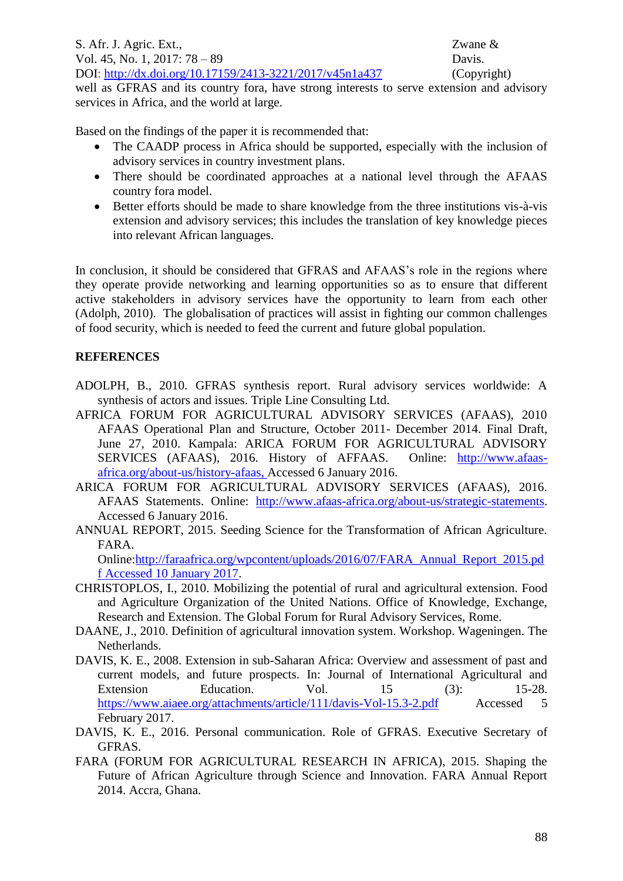well as GFRAS and its country fora, have strong interests to serve extension and advisory services in Africa, and the world at large.

Based on the findings of the paper it is recommended that:

- The CAADP process in Africa should be supported, especially with the inclusion of advisory services in country investment plans.
- There should be coordinated approaches at a national level through the AFAAS country fora model.
- Better efforts should be made to share knowledge from the three institutions vis-à-vis extension and advisory services; this includes the translation of key knowledge pieces into relevant African languages.

In conclusion, it should be considered that GFRAS and AFAAS's role in the regions where they operate provide networking and learning opportunities so as to ensure that different active stakeholders in advisory services have the opportunity to learn from each other (Adolph, 2010). The globalisation of practices will assist in fighting our common challenges of food security, which is needed to feed the current and future global population.

## REFERENCES

ADOLPH, B., 2010. GFRAS synthesis report. Rural advisory services worldwide: A synthesis of actors and issues. Triple Line Consulting Ltd.

AFRICA FORUM FOR AGRICULTURAL ADVISORY SERVICES (AFAAS), 2010 AFAAS Operational Plan and Structure, October 2011- December 2014. Final Draft, June 27, 2010. Kampala: ARICA FORUM FOR AGRICULTURAL ADVISORY SERVICES (AFAAS), 2016. History of AFFAAS. Online: http://www.afaas-africa.org/about-us/history-afaas, Accessed 6 January 2016.

ARICA FORUM FOR AGRICULTURAL ADVISORY SERVICES (AFAAS), 2016. AFAAS Statements. Online: http://www.afaas-africa.org/about-us/strategic-statements. Accessed 6 January 2016.

ANNUAL REPORT, 2015. Seeding Science for the Transformation of African Agriculture. FARA. Online:http://faraafrica.org/wpcontent/uploads/2016/07/FARA_Annual_Report_2015.pdf Accessed 10 January 2017.

CHRISTOPLOS, I., 2010. Mobilizing the potential of rural and agricultural extension. Food and Agriculture Organization of the United Nations. Office of Knowledge, Exchange, Research and Extension. The Global Forum for Rural Advisory Services, Rome.

DAANE, J., 2010. Definition of agricultural innovation system. Workshop. Wageningen. The Netherlands.

DAVIS, K. E., 2008. Extension in sub-Saharan Africa: Overview and assessment of past and current models, and future prospects. In: Journal of International Agricultural and Extension Education. Vol. 15 (3): 15-28. https://www.aiaee.org/attachments/article/111/davis-Vol-15.3-2.pdf Accessed 5 February 2017.

DAVIS, K. E., 2016. Personal communication. Role of GFRAS. Executive Secretary of GFRAS.

FARA (FORUM FOR AGRICULTURAL RESEARCH IN AFRICA), 2015. Shaping the Future of African Agriculture through Science and Innovation. FARA Annual Report 2014. Accra, Ghana.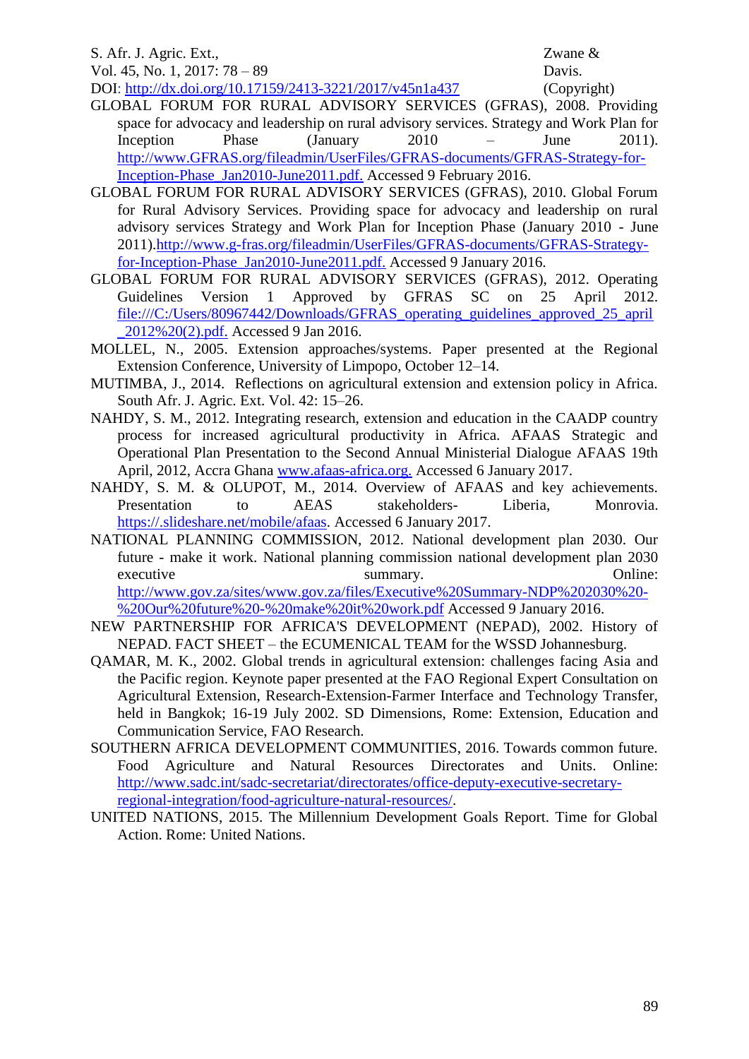GLOBAL FORUM FOR RURAL ADVISORY SERVICES (GFRAS), 2008. Providing space for advocacy and leadership on rural advisory services. Strategy and Work Plan for Inception Phase (January 2010 – June 2011). http://www.GFRAS.org/fileadmin/UserFiles/GFRAS-documents/GFRAS-Strategy-for-Inception-Phase_Jan2010-June2011.pdf. Accessed 9 February 2016.

GLOBAL FORUM FOR RURAL ADVISORY SERVICES (GFRAS), 2010. Global Forum for Rural Advisory Services. Providing space for advocacy and leadership on rural advisory services Strategy and Work Plan for Inception Phase (January 2010 - June 2011).http://www.g-fras.org/fileadmin/UserFiles/GFRAS-documents/GFRAS-Strategy-for-Inception-Phase_Jan2010-June2011.pdf. Accessed 9 January 2016.

GLOBAL FORUM FOR RURAL ADVISORY SERVICES (GFRAS), 2012. Operating Guidelines Version 1 Approved by GFRAS SC on 25 April 2012. file:///C:/Users/80967442/Downloads/GFRAS_operating_guidelines_approved_25_april_2012%20(2).pdf. Accessed 9 Jan 2016.

MOLLEL, N., 2005. Extension approaches/systems. Paper presented at the Regional Extension Conference, University of Limpopo, October 12–14.

MUTIMBA, J., 2014. Reflections on agricultural extension and extension policy in Africa. South Afr. J. Agric. Ext. Vol. 42: 15–26.

NAHDY, S. M., 2012. Integrating research, extension and education in the CAADP country process for increased agricultural productivity in Africa. AFAAS Strategic and Operational Plan Presentation to the Second Annual Ministerial Dialogue AFAAS 19th April, 2012, Accra Ghana www.afaas-africa.org. Accessed 6 January 2017.

NAHDY, S. M. & OLUPOT, M., 2014. Overview of AFAAS and key achievements. Presentation to AEAS stakeholders- Liberia, Monrovia. https://.slideshare.net/mobile/afaas. Accessed 6 January 2017.

NATIONAL PLANNING COMMISSION, 2012. National development plan 2030. Our future - make it work. National planning commission national development plan 2030 executive summary. Online: http://www.gov.za/sites/www.gov.za/files/Executive%20Summary-NDP%202030%20-%20Our%20future%20-%20make%20it%20work.pdf Accessed 9 January 2016.

NEW PARTNERSHIP FOR AFRICA'S DEVELOPMENT (NEPAD), 2002. History of NEPAD. FACT SHEET – the ECUMENICAL TEAM for the WSSD Johannesburg.

QAMAR, M. K., 2002. Global trends in agricultural extension: challenges facing Asia and the Pacific region. Keynote paper presented at the FAO Regional Expert Consultation on Agricultural Extension, Research-Extension-Farmer Interface and Technology Transfer, held in Bangkok; 16-19 July 2002. SD Dimensions, Rome: Extension, Education and Communication Service, FAO Research.

SOUTHERN AFRICA DEVELOPMENT COMMUNITIES, 2016. Towards common future. Food Agriculture and Natural Resources Directorates and Units. Online: http://www.sadc.int/sadc-secretariat/directorates/office-deputy-executive-secretary-regional-integration/food-agriculture-natural-resources/.

UNITED NATIONS, 2015. The Millennium Development Goals Report. Time for Global Action. Rome: United Nations.